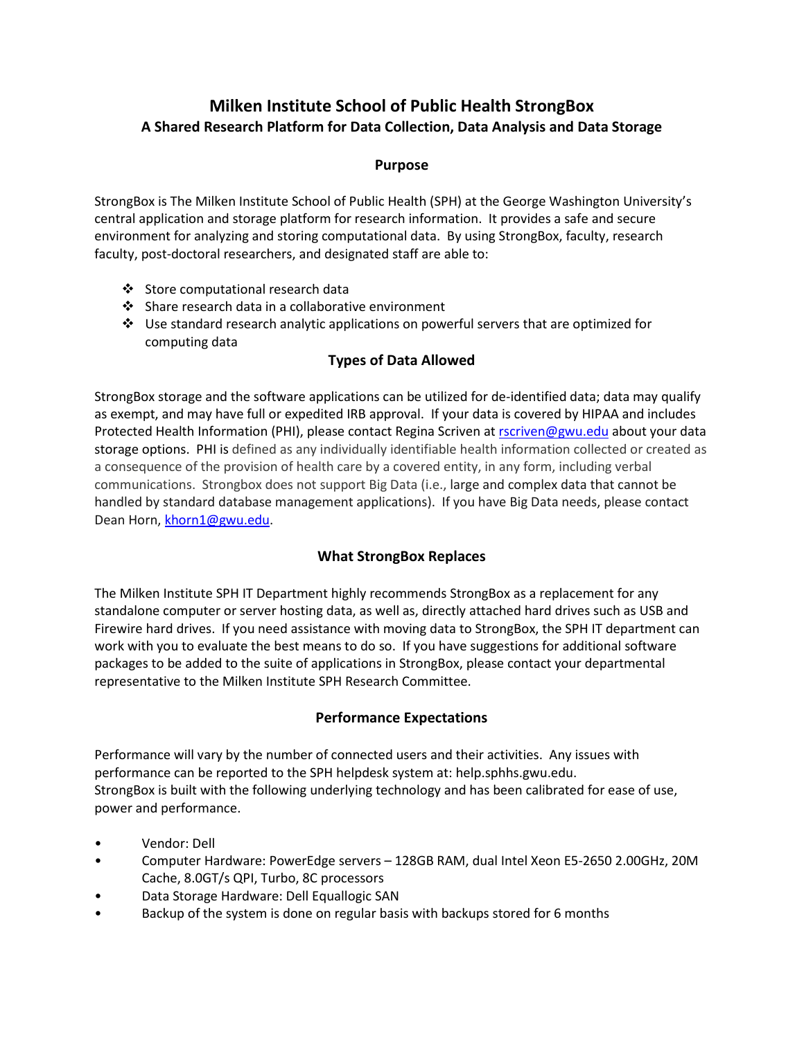# Milken Institute School of Public Health StrongBox

## A Shared Research Platform for Data Collection, Data Analysis and Data Storage

### Purpose

StrongBox is The Milken Institute School of Public Health (SPH) at the George Washington University's central application and storage platform for research information. It provides a safe and secure environment for analyzing and storing computational data. By using StrongBox, faculty, research faculty, post-doctoral researchers, and designated staff are able to:

- Store computational research data
- Share research data in a collaborative environment
- Use standard research analytic applications on powerful servers that are optimized for computing data

### Types of Data Allowed

StrongBox storage and the software applications can be utilized for de-identified data; data may qualify as exempt, and may have full or expedited IRB approval. If your data is covered by HIPAA and includes Protected Health Information (PHI), please contact Regina Scriven at rscriven@gwu.edu about your data storage options. PHI is defined as any individually identifiable health information collected or created as a consequence of the provision of health care by a covered entity, in any form, including verbal communications. Strongbox does not support Big Data (i.e., large and complex data that cannot be handled by standard database management applications). If you have Big Data needs, please contact Dean Horn, khorn1@gwu.edu.

### What StrongBox Replaces

The Milken Institute SPH IT Department highly recommends StrongBox as a replacement for any standalone computer or server hosting data, as well as, directly attached hard drives such as USB and Firewire hard drives. If you need assistance with moving data to StrongBox, the SPH IT department can work with you to evaluate the best means to do so. If you have suggestions for additional software packages to be added to the suite of applications in StrongBox, please contact your departmental representative to the Milken Institute SPH Research Committee.

### Performance Expectations

Performance will vary by the number of connected users and their activities. Any issues with performance can be reported to the SPH helpdesk system at: help.sphhs.gwu.edu.
StrongBox is built with the following underlying technology and has been calibrated for ease of use, power and performance.

- Vendor: Dell
- Computer Hardware: PowerEdge servers – 128GB RAM, dual Intel Xeon E5-2650 2.00GHz, 20M Cache, 8.0GT/s QPI, Turbo, 8C processors
- Data Storage Hardware: Dell Equallogic SAN
- Backup of the system is done on regular basis with backups stored for 6 months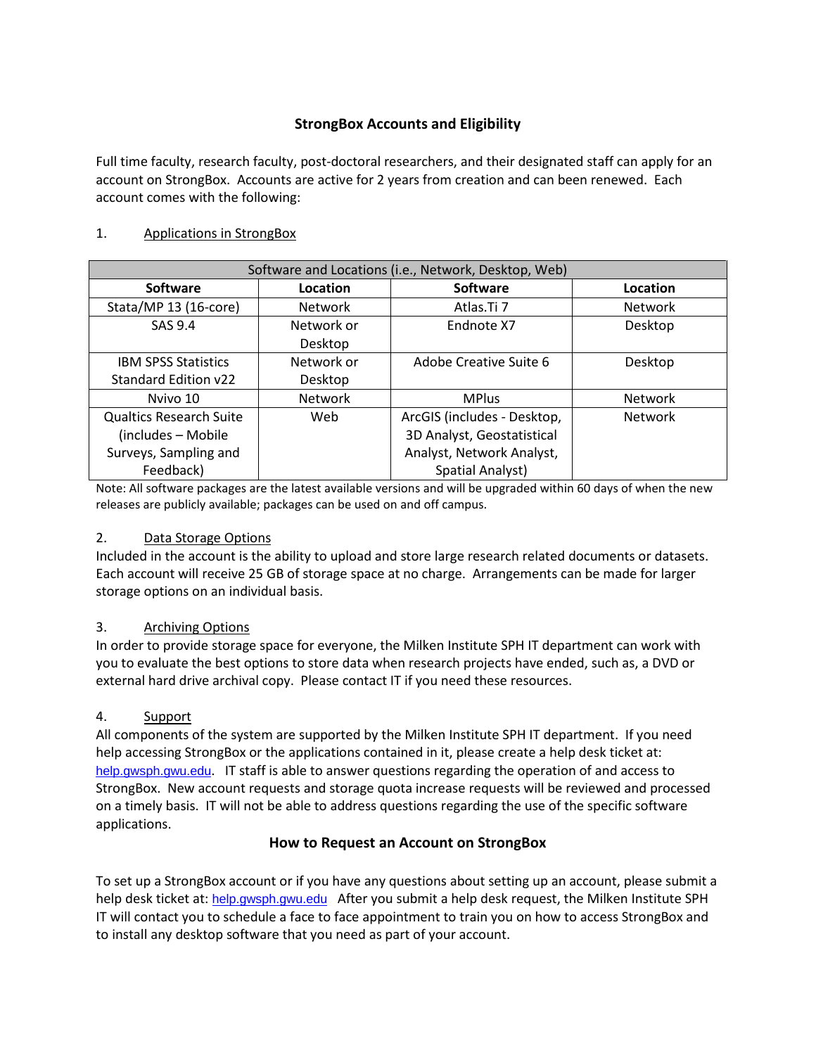## StrongBox Accounts and Eligibility

Full time faculty, research faculty, post-doctoral researchers, and their designated staff can apply for an account on StrongBox. Accounts are active for 2 years from creation and can been renewed. Each account comes with the following:

1. Applications in StrongBox

| Software and Locations (i.e., Network, Desktop, Web) | | | |
|---|---|---|---|
| **Software** | **Location** | **Software** | **Location** |
| Stata/MP 13 (16-core) | Network | Atlas.Ti 7 | Network |
| SAS 9.4 | Network or Desktop | Endnote X7 | Desktop |
| IBM SPSS Statistics Standard Edition v22 | Network or Desktop | Adobe Creative Suite 6 | Desktop |
| Nvivo 10 | Network | MPlus | Network |
| Qualtics Research Suite (includes – Mobile Surveys, Sampling and Feedback) | Web | ArcGIS (includes - Desktop, 3D Analyst, Geostatistical Analyst, Network Analyst, Spatial Analyst) | Network |

Note: All software packages are the latest available versions and will be upgraded within 60 days of when the new releases are publicly available; packages can be used on and off campus.

2. Data Storage Options

Included in the account is the ability to upload and store large research related documents or datasets. Each account will receive 25 GB of storage space at no charge. Arrangements can be made for larger storage options on an individual basis.

3. Archiving Options

In order to provide storage space for everyone, the Milken Institute SPH IT department can work with you to evaluate the best options to store data when research projects have ended, such as, a DVD or external hard drive archival copy. Please contact IT if you need these resources.

4. Support

All components of the system are supported by the Milken Institute SPH IT department. If you need help accessing StrongBox or the applications contained in it, please create a help desk ticket at: help.gwsph.gwu.edu. IT staff is able to answer questions regarding the operation of and access to StrongBox. New account requests and storage quota increase requests will be reviewed and processed on a timely basis. IT will not be able to address questions regarding the use of the specific software applications.

## How to Request an Account on StrongBox

To set up a StrongBox account or if you have any questions about setting up an account, please submit a help desk ticket at: help.gwsph.gwu.edu After you submit a help desk request, the Milken Institute SPH IT will contact you to schedule a face to face appointment to train you on how to access StrongBox and to install any desktop software that you need as part of your account.